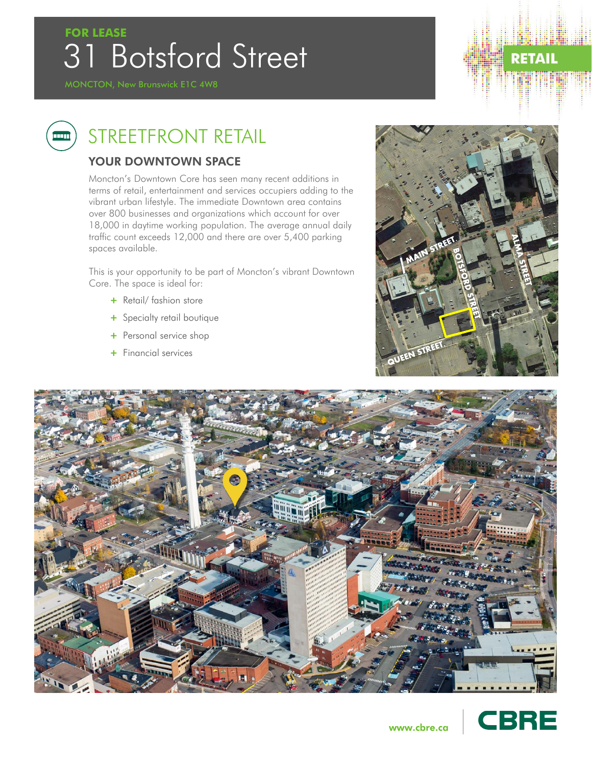FOR LEASE

# 31 Botsford Street

MONCTON, New Brunswick E1C 4W8

RETAIL

## STREETFRONT RETAIL

### YOUR DOWNTOWN SPACE

Moncton's Downtown Core has seen many recent additions in terms of retail, entertainment and services occupiers adding to the vibrant urban lifestyle. The immediate Downtown area contains over 800 businesses and organizations which account for over 18,000 in daytime working population. The average annual daily traffic count exceeds 12,000 and there are over 5,400 parking spaces available.

This is your opportunity to be part of Moncton's vibrant Downtown Core. The space is ideal for:

+ Retail/ fashion store
+ Specialty retail boutique
+ Personal service shop
+ Financial services

MAIN STREET
BOTSFORD STREET
ALMA STREET
QUEEN STREET

www.cbre.ca

CBRE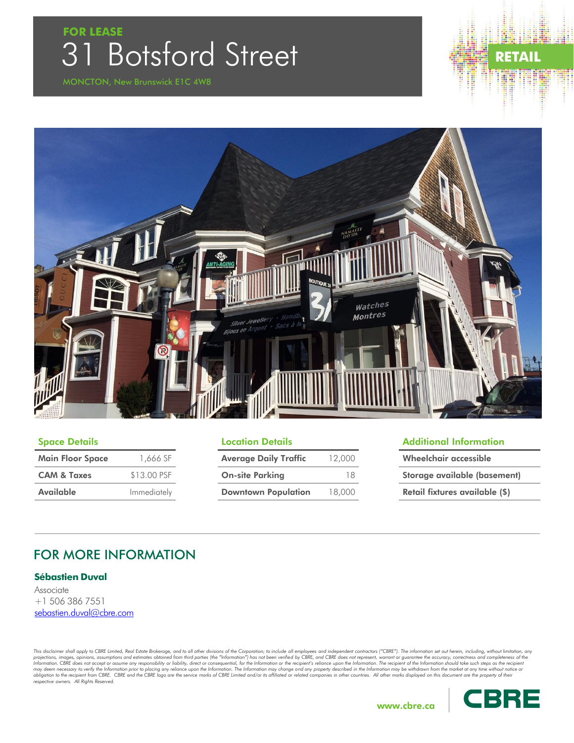**FOR LEASE**

# 31 Botsford Street

MONCTON, New Brunswick E1C 4W8

RETAIL

## Space Details

| | |
|---|---|
| **Main Floor Space** | 1,666 SF |
| **CAM & Taxes** | $13.00 PSF |
| **Available** | Immediately |

## Location Details

| | |
|---|---|
| **Average Daily Traffic** | 12,000 |
| **On-site Parking** | 18 |
| **Downtown Population** | 18,000 |

## Additional Information

- **Wheelchair accessible**
- **Storage available (basement)**
- **Retail fixtures available ($)**

## FOR MORE INFORMATION

**Sébastien Duval**
Associate
+1 506 386 7551
sebastien.duval@cbre.com

*This disclaimer shall apply to CBRE Limited, Real Estate Brokerage, and to all other divisions of the Corporation; to include all employees and independent contractors ("CBRE"). The information set out herein, including, without limitation, any projections, images, opinions, assumptions and estimates obtained from third parties (the "Information") has not been verified by CBRE, and CBRE does not represent, warrant or guarantee the accuracy, correctness and completeness of the Information. CBRE does not accept or assume any responsibility or liability, direct or consequential, for the Information or the recipient's reliance upon the Information. The recipient of the Information should take such steps as the recipient may deem necessary to verify the Information prior to placing any reliance upon the Information. The Information may change and any property described in the Information may be withdrawn from the market at any time without notice or obligation to the recipient from CBRE. CBRE and the CBRE logo are the service marks of CBRE Limited and/or its affiliated or related companies in other countries. All other marks displayed on this document are the property of their respective owners. All Rights Reserved.*

www.cbre.ca | CBRE